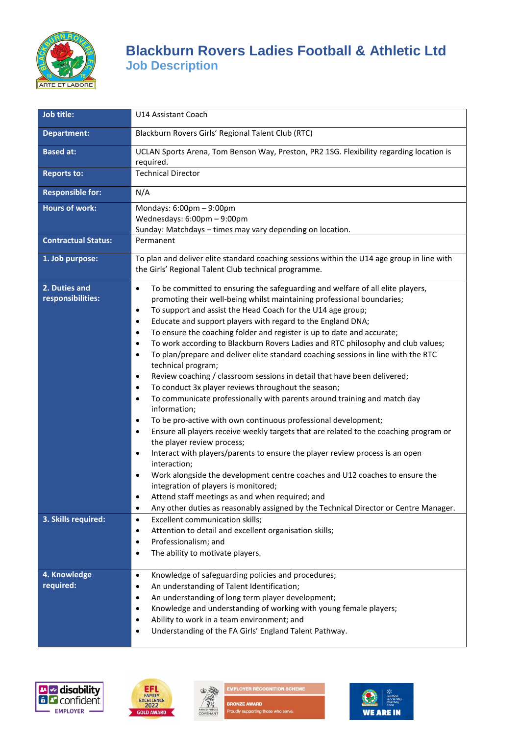# Blackburn Rovers Ladies Football & Athletic Ltd
## Job Description

| | |
|---|---|
| **Job title:** | U14 Assistant Coach |
| **Department:** | Blackburn Rovers Girls' Regional Talent Club (RTC) |
| **Based at:** | UCLAN Sports Arena, Tom Benson Way, Preston, PR2 1SG. Flexibility regarding location is required. |
| **Reports to:** | Technical Director |
| **Responsible for:** | N/A |
| **Hours of work:** | Mondays: 6:00pm – 9:00pm<br>Wednesdays: 6:00pm – 9:00pm<br>Sunday: Matchdays – times may vary depending on location. |
| **Contractual Status:** | Permanent |
| **1. Job purpose:** | To plan and deliver elite standard coaching sessions within the U14 age group in line with the Girls' Regional Talent Club technical programme. |
| **2. Duties and responsibilities:** | • To be committed to ensuring the safeguarding and welfare of all elite players, promoting their well-being whilst maintaining professional boundaries;<br>• To support and assist the Head Coach for the U14 age group;<br>• Educate and support players with regard to the England DNA;<br>• To ensure the coaching folder and register is up to date and accurate;<br>• To work according to Blackburn Rovers Ladies and RTC philosophy and club values;<br>• To plan/prepare and deliver elite standard coaching sessions in line with the RTC technical program;<br>• Review coaching / classroom sessions in detail that have been delivered;<br>• To conduct 3x player reviews throughout the season;<br>• To communicate professionally with parents around training and match day information;<br>• To be pro-active with own continuous professional development;<br>• Ensure all players receive weekly targets that are related to the coaching program or the player review process;<br>• Interact with players/parents to ensure the player review process is an open interaction;<br>• Work alongside the development centre coaches and U12 coaches to ensure the integration of players is monitored;<br>• Attend staff meetings as and when required; and<br>• Any other duties as reasonably assigned by the Technical Director or Centre Manager. |
| **3. Skills required:** | • Excellent communication skills;<br>• Attention to detail and excellent organisation skills;<br>• Professionalism; and<br>• The ability to motivate players. |
| **4. Knowledge required:** | • Knowledge of safeguarding policies and procedures;<br>• An understanding of Talent Identification;<br>• An understanding of long term player development;<br>• Knowledge and understanding of working with young female players;<br>• Ability to work in a team environment; and<br>• Understanding of the FA Girls' England Talent Pathway. |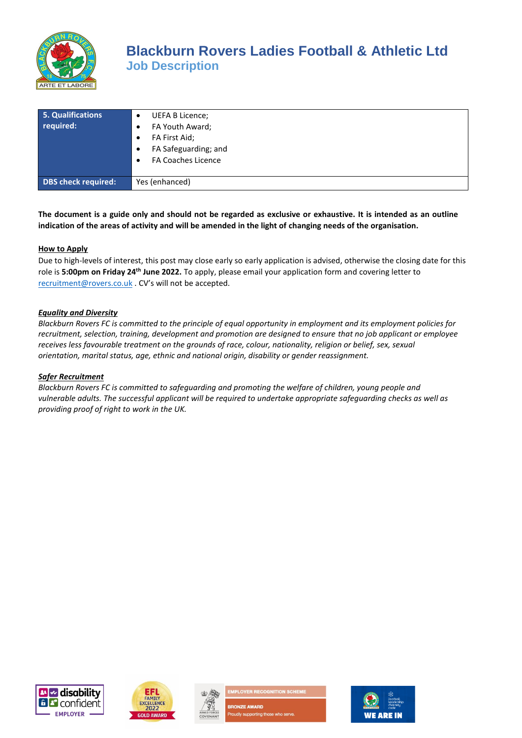# Blackburn Rovers Ladies Football & Athletic Ltd

## Job Description

| | |
|---|---|
| **5. Qualifications required:** | • UEFA B Licence;<br>• FA Youth Award;<br>• FA First Aid;<br>• FA Safeguarding; and<br>• FA Coaches Licence |
| **DBS check required:** | Yes (enhanced) |

**The document is a guide only and should not be regarded as exclusive or exhaustive. It is intended as an outline indication of the areas of activity and will be amended in the light of changing needs of the organisation.**

**How to Apply**

Due to high-levels of interest, this post may close early so early application is advised, otherwise the closing date for this role is **5:00pm on Friday 24th June 2022.** To apply, please email your application form and covering letter to recruitment@rovers.co.uk . CV's will not be accepted.

***Equality and Diversity***

*Blackburn Rovers FC is committed to the principle of equal opportunity in employment and its employment policies for recruitment, selection, training, development and promotion are designed to ensure that no job applicant or employee receives less favourable treatment on the grounds of race, colour, nationality, religion or belief, sex, sexual orientation, marital status, age, ethnic and national origin, disability or gender reassignment.*

***Safer Recruitment***

*Blackburn Rovers FC is committed to safeguarding and promoting the welfare of children, young people and vulnerable adults. The successful applicant will be required to undertake appropriate safeguarding checks as well as providing proof of right to work in the UK.*